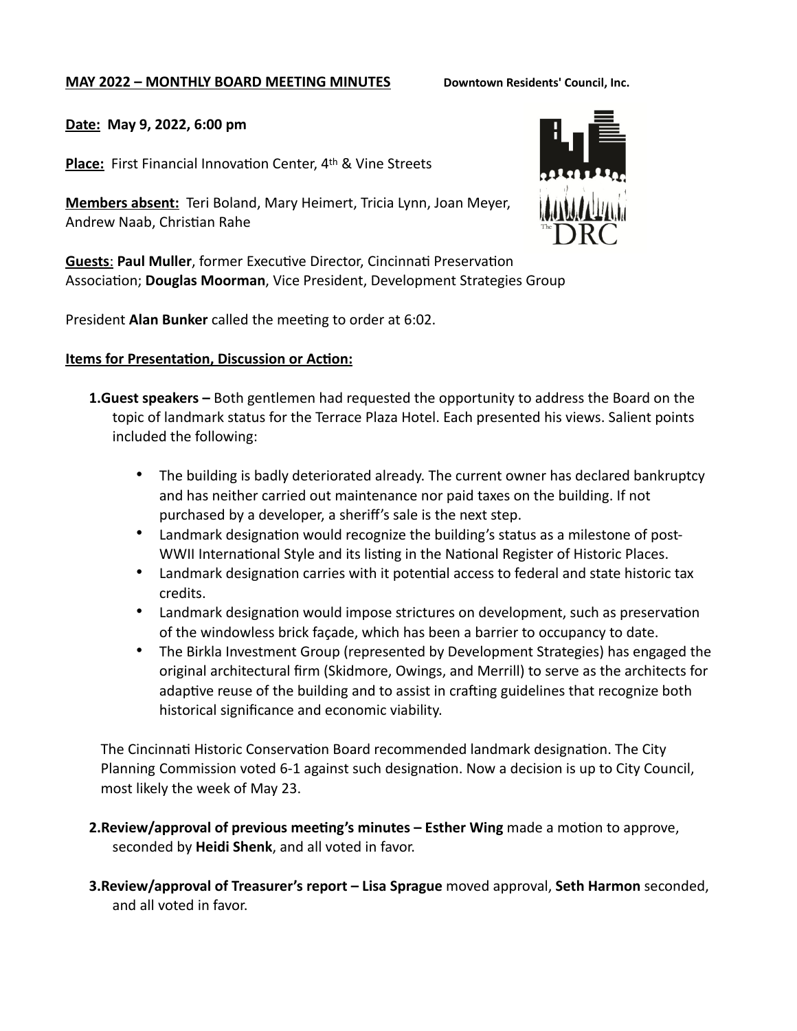**MAY 2022 – MONTHLY BOARD MEETING MINUTES** **Downtown Residents' Council, Inc.**

**Date: May 9, 2022, 6:00 pm**

**Place:** First Financial Innovation Center, 4th & Vine Streets

**Members absent:** Teri Boland, Mary Heimert, Tricia Lynn, Joan Meyer, Andrew Naab, Christian Rahe

**Guests**: **Paul Muller**, former Executive Director, Cincinnati Preservation Association; **Douglas Moorman**, Vice President, Development Strategies Group

President **Alan Bunker** called the meeting to order at 6:02.

**Items for Presentation, Discussion or Action:**

1. **Guest speakers –** Both gentlemen had requested the opportunity to address the Board on the topic of landmark status for the Terrace Plaza Hotel. Each presented his views. Salient points included the following:

   - The building is badly deteriorated already. The current owner has declared bankruptcy and has neither carried out maintenance nor paid taxes on the building. If not purchased by a developer, a sheriff's sale is the next step.
   - Landmark designation would recognize the building's status as a milestone of post-WWII International Style and its listing in the National Register of Historic Places.
   - Landmark designation carries with it potential access to federal and state historic tax credits.
   - Landmark designation would impose strictures on development, such as preservation of the windowless brick façade, which has been a barrier to occupancy to date.
   - The Birkla Investment Group (represented by Development Strategies) has engaged the original architectural firm (Skidmore, Owings, and Merrill) to serve as the architects for adaptive reuse of the building and to assist in crafting guidelines that recognize both historical significance and economic viability.

   The Cincinnati Historic Conservation Board recommended landmark designation. The City Planning Commission voted 6-1 against such designation. Now a decision is up to City Council, most likely the week of May 23.

2. **Review/approval of previous meeting's minutes – Esther Wing** made a motion to approve, seconded by **Heidi Shenk**, and all voted in favor.

3. **Review/approval of Treasurer's report – Lisa Sprague** moved approval, **Seth Harmon** seconded, and all voted in favor.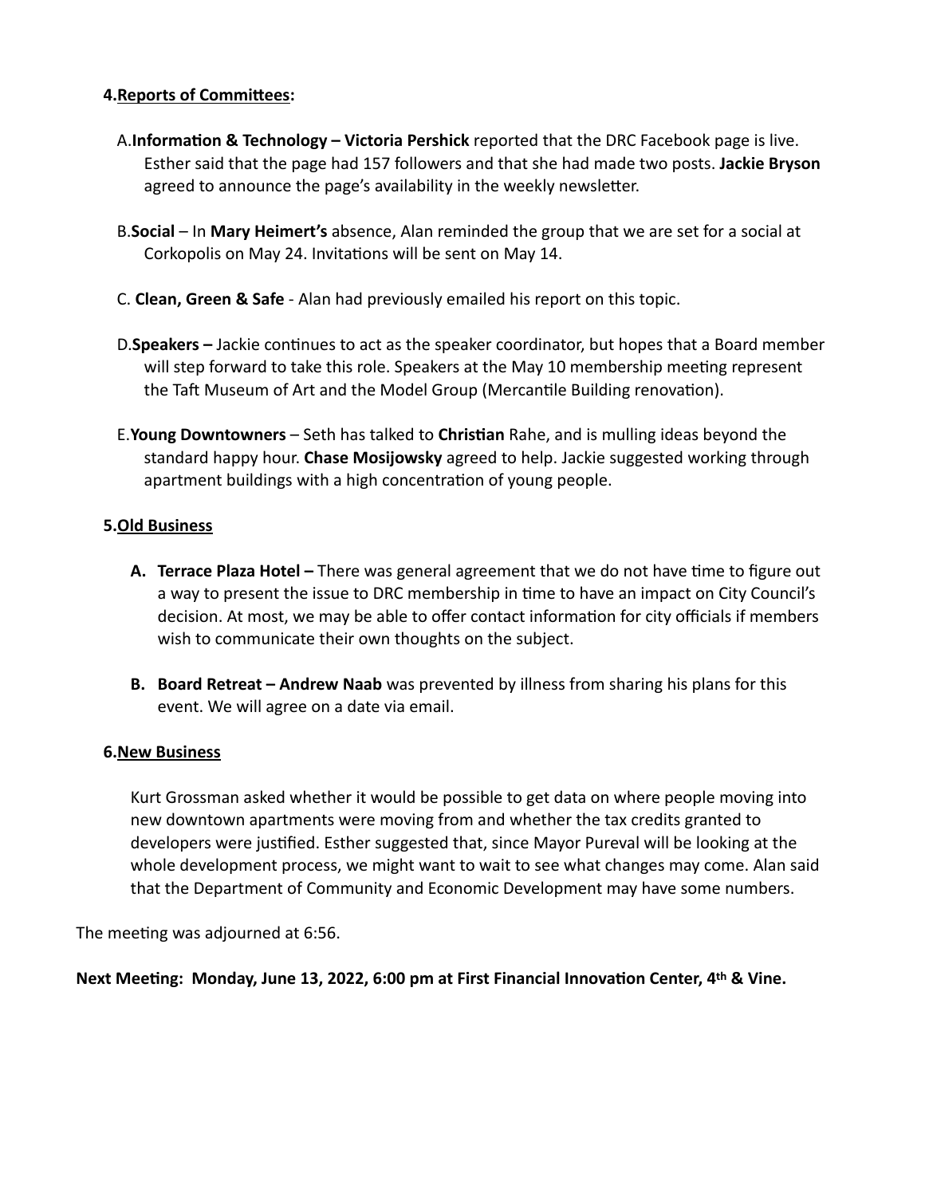**4.** **Reports of Committees:**

A. **Information & Technology – Victoria Pershick** reported that the DRC Facebook page is live. Esther said that the page had 157 followers and that she had made two posts. **Jackie Bryson** agreed to announce the page's availability in the weekly newsletter.

B. **Social** – In **Mary Heimert's** absence, Alan reminded the group that we are set for a social at Corkopolis on May 24. Invitations will be sent on May 14.

C. **Clean, Green & Safe** - Alan had previously emailed his report on this topic.

D. **Speakers –** Jackie continues to act as the speaker coordinator, but hopes that a Board member will step forward to take this role. Speakers at the May 10 membership meeting represent the Taft Museum of Art and the Model Group (Mercantile Building renovation).

E. **Young Downtowners** – Seth has talked to **Christian** Rahe, and is mulling ideas beyond the standard happy hour. **Chase Mosijowsky** agreed to help. Jackie suggested working through apartment buildings with a high concentration of young people.

**5.** **Old Business**

**A. Terrace Plaza Hotel –** There was general agreement that we do not have time to figure out a way to present the issue to DRC membership in time to have an impact on City Council's decision. At most, we may be able to offer contact information for city officials if members wish to communicate their own thoughts on the subject.

**B. Board Retreat – Andrew Naab** was prevented by illness from sharing his plans for this event. We will agree on a date via email.

**6.** **New Business**

Kurt Grossman asked whether it would be possible to get data on where people moving into new downtown apartments were moving from and whether the tax credits granted to developers were justified. Esther suggested that, since Mayor Pureval will be looking at the whole development process, we might want to wait to see what changes may come. Alan said that the Department of Community and Economic Development may have some numbers.

The meeting was adjourned at 6:56.

**Next Meeting: Monday, June 13, 2022, 6:00 pm at First Financial Innovation Center, 4th & Vine.**